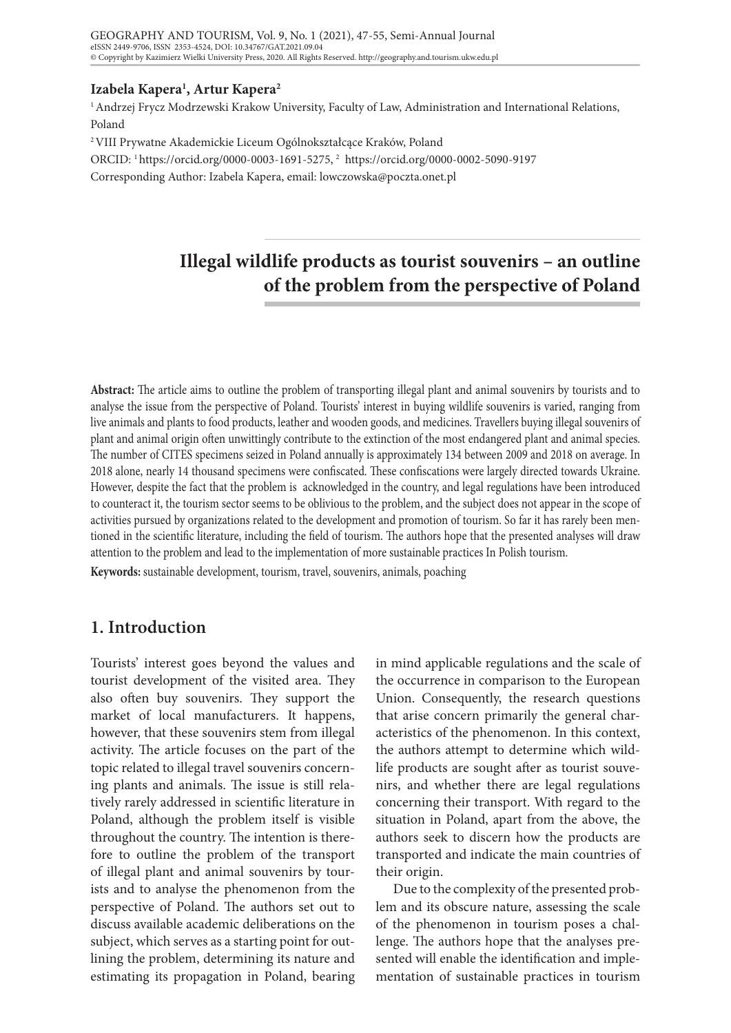**Izabela Kapera[1], Artur Kapera[2]**

[1] Andrzej Frycz Modrzewski Krakow University, Faculty of Law, Administration and International Relations, Poland

[2] VIII Prywatne Akademickie Liceum Ogólnokształcące Kraków, Poland

ORCID: [1] https://orcid.org/0000-0003-1691-5275, [2] https://orcid.org/0000-0002-5090-9197

Corresponding Author: Izabela Kapera, email: lowczowska@poczta.onet.pl

# Illegal wildlife products as tourist souvenirs – an outline of the problem from the perspective of Poland

**Abstract:** The article aims to outline the problem of transporting illegal plant and animal souvenirs by tourists and to analyse the issue from the perspective of Poland. Tourists' interest in buying wildlife souvenirs is varied, ranging from live animals and plants to food products, leather and wooden goods, and medicines. Travellers buying illegal souvenirs of plant and animal origin often unwittingly contribute to the extinction of the most endangered plant and animal species. The number of CITES specimens seized in Poland annually is approximately 134 between 2009 and 2018 on average. In 2018 alone, nearly 14 thousand specimens were confiscated. These confiscations were largely directed towards Ukraine. However, despite the fact that the problem is acknowledged in the country, and legal regulations have been introduced to counteract it, the tourism sector seems to be oblivious to the problem, and the subject does not appear in the scope of activities pursued by organizations related to the development and promotion of tourism. So far it has rarely been mentioned in the scientific literature, including the field of tourism. The authors hope that the presented analyses will draw attention to the problem and lead to the implementation of more sustainable practices In Polish tourism.

**Keywords:** sustainable development, tourism, travel, souvenirs, animals, poaching

## 1. Introduction

Tourists' interest goes beyond the values and tourist development of the visited area. They also often buy souvenirs. They support the market of local manufacturers. It happens, however, that these souvenirs stem from illegal activity. The article focuses on the part of the topic related to illegal travel souvenirs concerning plants and animals. The issue is still relatively rarely addressed in scientific literature in Poland, although the problem itself is visible throughout the country. The intention is therefore to outline the problem of the transport of illegal plant and animal souvenirs by tourists and to analyse the phenomenon from the perspective of Poland. The authors set out to discuss available academic deliberations on the subject, which serves as a starting point for outlining the problem, determining its nature and estimating its propagation in Poland, bearing in mind applicable regulations and the scale of the occurrence in comparison to the European Union. Consequently, the research questions that arise concern primarily the general characteristics of the phenomenon. In this context, the authors attempt to determine which wildlife products are sought after as tourist souvenirs, and whether there are legal regulations concerning their transport. With regard to the situation in Poland, apart from the above, the authors seek to discern how the products are transported and indicate the main countries of their origin.

Due to the complexity of the presented problem and its obscure nature, assessing the scale of the phenomenon in tourism poses a challenge. The authors hope that the analyses presented will enable the identification and implementation of sustainable practices in tourism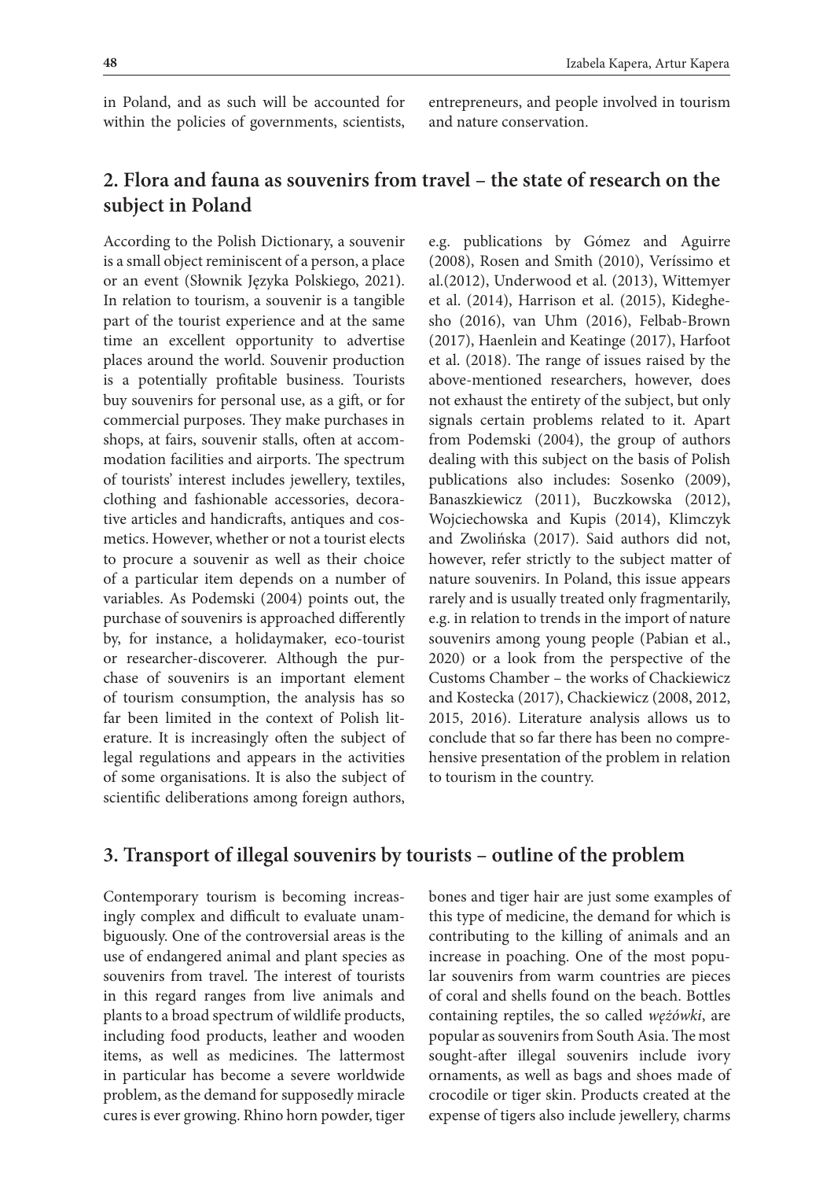in Poland, and as such will be accounted for within the policies of governments, scientists, entrepreneurs, and people involved in tourism and nature conservation.

## 2. Flora and fauna as souvenirs from travel – the state of research on the subject in Poland

According to the Polish Dictionary, a souvenir is a small object reminiscent of a person, a place or an event (Słownik Języka Polskiego, 2021). In relation to tourism, a souvenir is a tangible part of the tourist experience and at the same time an excellent opportunity to advertise places around the world. Souvenir production is a potentially profitable business. Tourists buy souvenirs for personal use, as a gift, or for commercial purposes. They make purchases in shops, at fairs, souvenir stalls, often at accommodation facilities and airports. The spectrum of tourists' interest includes jewellery, textiles, clothing and fashionable accessories, decorative articles and handicrafts, antiques and cosmetics. However, whether or not a tourist elects to procure a souvenir as well as their choice of a particular item depends on a number of variables. As Podemski (2004) points out, the purchase of souvenirs is approached differently by, for instance, a holidaymaker, eco-tourist or researcher-discoverer. Although the purchase of souvenirs is an important element of tourism consumption, the analysis has so far been limited in the context of Polish literature. It is increasingly often the subject of legal regulations and appears in the activities of some organisations. It is also the subject of scientific deliberations among foreign authors, e.g. publications by Gómez and Aguirre (2008), Rosen and Smith (2010), Veríssimo et al.(2012), Underwood et al. (2013), Wittemyer et al. (2014), Harrison et al. (2015), Kideghesho (2016), van Uhm (2016), Felbab-Brown (2017), Haenlein and Keatinge (2017), Harfoot et al. (2018). The range of issues raised by the above-mentioned researchers, however, does not exhaust the entirety of the subject, but only signals certain problems related to it. Apart from Podemski (2004), the group of authors dealing with this subject on the basis of Polish publications also includes: Sosenko (2009), Banaszkiewicz (2011), Buczkowska (2012), Wojciechowska and Kupis (2014), Klimczyk and Zwolińska (2017). Said authors did not, however, refer strictly to the subject matter of nature souvenirs. In Poland, this issue appears rarely and is usually treated only fragmentarily, e.g. in relation to trends in the import of nature souvenirs among young people (Pabian et al., 2020) or a look from the perspective of the Customs Chamber – the works of Chackiewicz and Kostecka (2017), Chackiewicz (2008, 2012, 2015, 2016). Literature analysis allows us to conclude that so far there has been no comprehensive presentation of the problem in relation to tourism in the country.

## 3. Transport of illegal souvenirs by tourists – outline of the problem

Contemporary tourism is becoming increasingly complex and difficult to evaluate unambiguously. One of the controversial areas is the use of endangered animal and plant species as souvenirs from travel. The interest of tourists in this regard ranges from live animals and plants to a broad spectrum of wildlife products, including food products, leather and wooden items, as well as medicines. The lattermost in particular has become a severe worldwide problem, as the demand for supposedly miracle cures is ever growing. Rhino horn powder, tiger bones and tiger hair are just some examples of this type of medicine, the demand for which is contributing to the killing of animals and an increase in poaching. One of the most popular souvenirs from warm countries are pieces of coral and shells found on the beach. Bottles containing reptiles, the so called *wężówki*, are popular as souvenirs from South Asia. The most sought-after illegal souvenirs include ivory ornaments, as well as bags and shoes made of crocodile or tiger skin. Products created at the expense of tigers also include jewellery, charms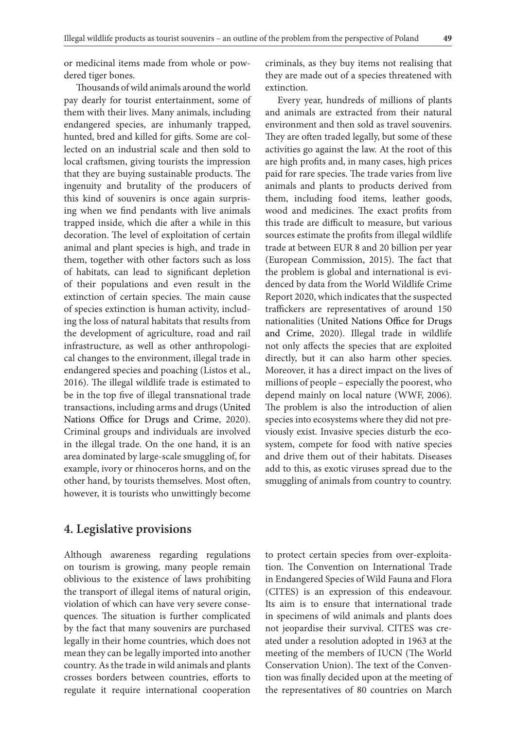or medicinal items made from whole or powdered tiger bones.

Thousands of wild animals around the world pay dearly for tourist entertainment, some of them with their lives. Many animals, including endangered species, are inhumanly trapped, hunted, bred and killed for gifts. Some are collected on an industrial scale and then sold to local craftsmen, giving tourists the impression that they are buying sustainable products. The ingenuity and brutality of the producers of this kind of souvenirs is once again surprising when we find pendants with live animals trapped inside, which die after a while in this decoration. The level of exploitation of certain animal and plant species is high, and trade in them, together with other factors such as loss of habitats, can lead to significant depletion of their populations and even result in the extinction of certain species. The main cause of species extinction is human activity, including the loss of natural habitats that results from the development of agriculture, road and rail infrastructure, as well as other anthropological changes to the environment, illegal trade in endangered species and poaching (Listos et al., 2016). The illegal wildlife trade is estimated to be in the top five of illegal transnational trade transactions, including arms and drugs (United Nations Office for Drugs and Crime, 2020). Criminal groups and individuals are involved in the illegal trade. On the one hand, it is an area dominated by large-scale smuggling of, for example, ivory or rhinoceros horns, and on the other hand, by tourists themselves. Most often, however, it is tourists who unwittingly become criminals, as they buy items not realising that they are made out of a species threatened with extinction.

Every year, hundreds of millions of plants and animals are extracted from their natural environment and then sold as travel souvenirs. They are often traded legally, but some of these activities go against the law. At the root of this are high profits and, in many cases, high prices paid for rare species. The trade varies from live animals and plants to products derived from them, including food items, leather goods, wood and medicines. The exact profits from this trade are difficult to measure, but various sources estimate the profits from illegal wildlife trade at between EUR 8 and 20 billion per year (European Commission, 2015). The fact that the problem is global and international is evidenced by data from the World Wildlife Crime Report 2020, which indicates that the suspected traffickers are representatives of around 150 nationalities (United Nations Office for Drugs and Crime, 2020). Illegal trade in wildlife not only affects the species that are exploited directly, but it can also harm other species. Moreover, it has a direct impact on the lives of millions of people – especially the poorest, who depend mainly on local nature (WWF, 2006). The problem is also the introduction of alien species into ecosystems where they did not previously exist. Invasive species disturb the ecosystem, compete for food with native species and drive them out of their habitats. Diseases add to this, as exotic viruses spread due to the smuggling of animals from country to country.

## 4. Legislative provisions

Although awareness regarding regulations on tourism is growing, many people remain oblivious to the existence of laws prohibiting the transport of illegal items of natural origin, violation of which can have very severe consequences. The situation is further complicated by the fact that many souvenirs are purchased legally in their home countries, which does not mean they can be legally imported into another country. As the trade in wild animals and plants crosses borders between countries, efforts to regulate it require international cooperation to protect certain species from over-exploitation. The Convention on International Trade in Endangered Species of Wild Fauna and Flora (CITES) is an expression of this endeavour. Its aim is to ensure that international trade in specimens of wild animals and plants does not jeopardise their survival. CITES was created under a resolution adopted in 1963 at the meeting of the members of IUCN (The World Conservation Union). The text of the Convention was finally decided upon at the meeting of the representatives of 80 countries on March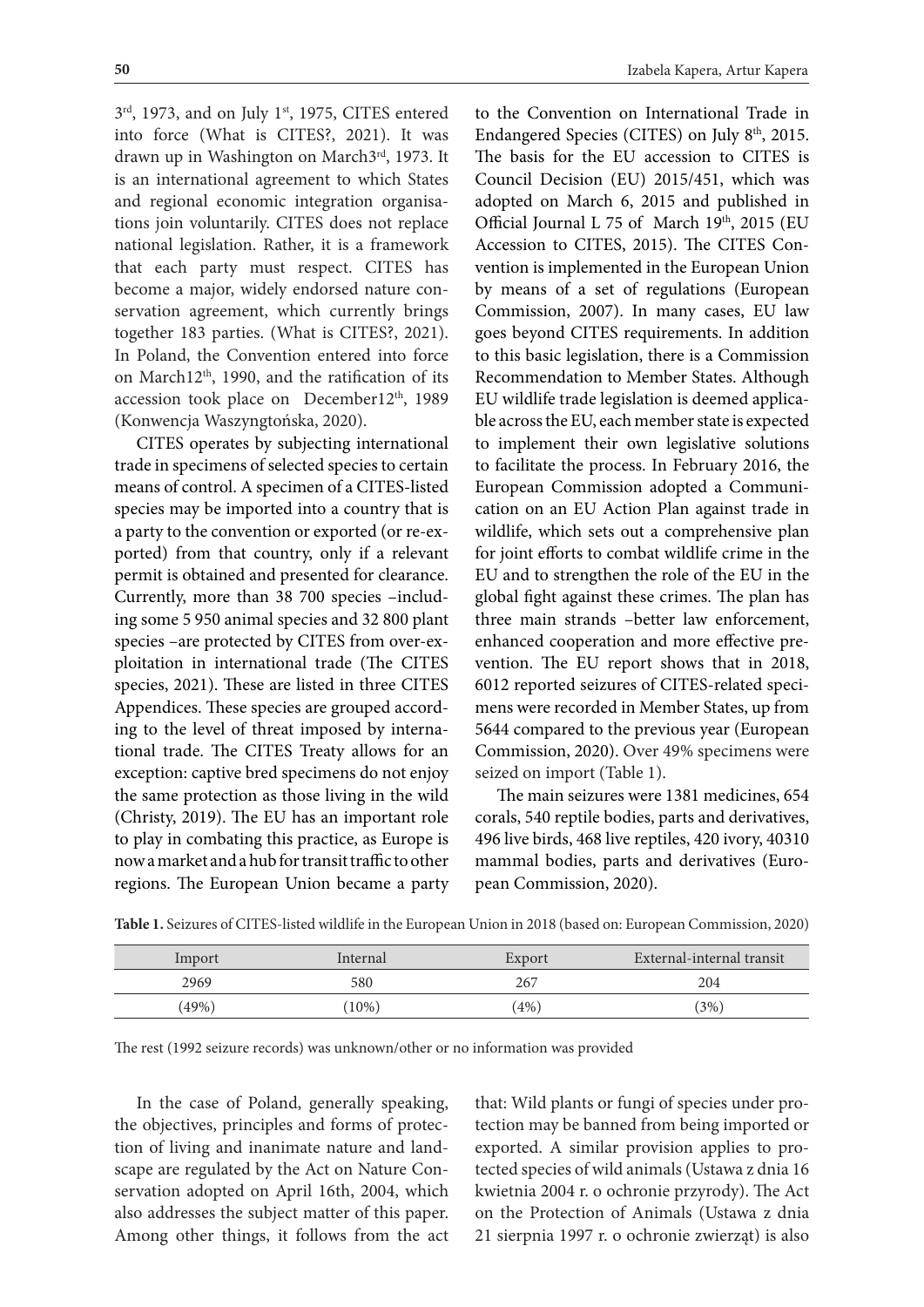3rd, 1973, and on July 1st, 1975, CITES entered into force (What is CITES?, 2021). It was drawn up in Washington on March3rd, 1973. It is an international agreement to which States and regional economic integration organisations join voluntarily. CITES does not replace national legislation. Rather, it is a framework that each party must respect. CITES has become a major, widely endorsed nature conservation agreement, which currently brings together 183 parties. (What is CITES?, 2021). In Poland, the Convention entered into force on March12th, 1990, and the ratification of its accession took place on December12th, 1989 (Konwencja Waszyngtońska, 2020).

CITES operates by subjecting international trade in specimens of selected species to certain means of control. A specimen of a CITES-listed species may be imported into a country that is a party to the convention or exported (or re-exported) from that country, only if a relevant permit is obtained and presented for clearance. Currently, more than 38 700 species –including some 5 950 animal species and 32 800 plant species –are protected by CITES from over-exploitation in international trade (The CITES species, 2021). These are listed in three CITES Appendices. These species are grouped according to the level of threat imposed by international trade. The CITES Treaty allows for an exception: captive bred specimens do not enjoy the same protection as those living in the wild (Christy, 2019). The EU has an important role to play in combating this practice, as Europe is now a market and a hub for transit traffic to other regions. The European Union became a party to the Convention on International Trade in Endangered Species (CITES) on July 8th, 2015. The basis for the EU accession to CITES is Council Decision (EU) 2015/451, which was adopted on March 6, 2015 and published in Official Journal L 75 of March 19th, 2015 (EU Accession to CITES, 2015). The CITES Convention is implemented in the European Union by means of a set of regulations (European Commission, 2007). In many cases, EU law goes beyond CITES requirements. In addition to this basic legislation, there is a Commission Recommendation to Member States. Although EU wildlife trade legislation is deemed applicable across the EU, each member state is expected to implement their own legislative solutions to facilitate the process. In February 2016, the European Commission adopted a Communication on an EU Action Plan against trade in wildlife, which sets out a comprehensive plan for joint efforts to combat wildlife crime in the EU and to strengthen the role of the EU in the global fight against these crimes. The plan has three main strands –better law enforcement, enhanced cooperation and more effective prevention. The EU report shows that in 2018, 6012 reported seizures of CITES-related specimens were recorded in Member States, up from 5644 compared to the previous year (European Commission, 2020). Over 49% specimens were seized on import (Table 1).

The main seizures were 1381 medicines, 654 corals, 540 reptile bodies, parts and derivatives, 496 live birds, 468 live reptiles, 420 ivory, 40310 mammal bodies, parts and derivatives (European Commission, 2020).

**Table 1.** Seizures of CITES-listed wildlife in the European Union in 2018 (based on: European Commission, 2020)

| Import | Internal | Export | External-internal transit |
|---|---|---|---|
| 2969 | 580 | 267 | 204 |
| (49%) | (10%) | (4%) | (3%) |

The rest (1992 seizure records) was unknown/other or no information was provided

In the case of Poland, generally speaking, the objectives, principles and forms of protection of living and inanimate nature and landscape are regulated by the Act on Nature Conservation adopted on April 16th, 2004, which also addresses the subject matter of this paper. Among other things, it follows from the act that: Wild plants or fungi of species under protection may be banned from being imported or exported. A similar provision applies to protected species of wild animals (Ustawa z dnia 16 kwietnia 2004 r. o ochronie przyrody). The Act on the Protection of Animals (Ustawa z dnia 21 sierpnia 1997 r. o ochronie zwierząt) is also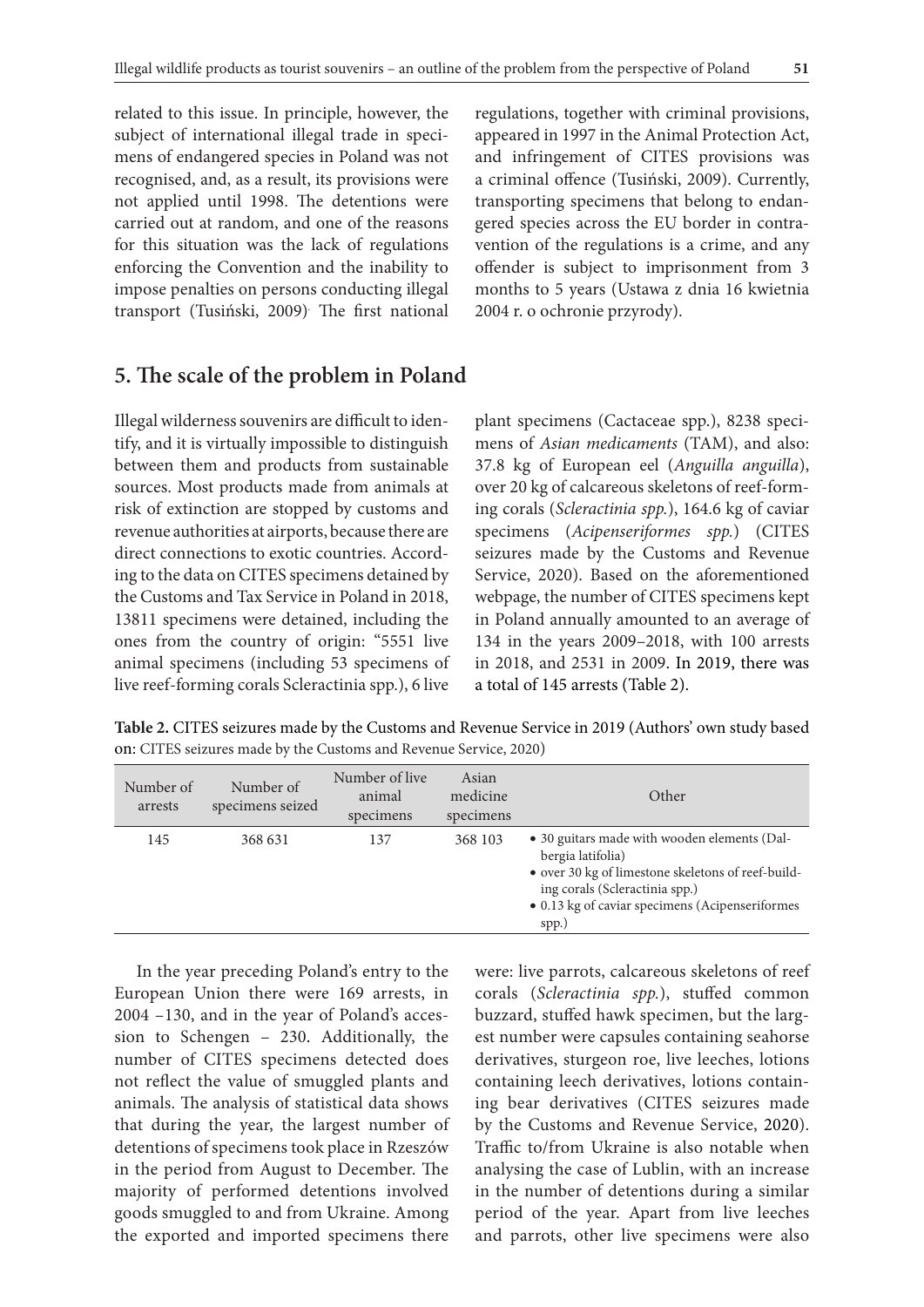related to this issue. In principle, however, the subject of international illegal trade in specimens of endangered species in Poland was not recognised, and, as a result, its provisions were not applied until 1998. The detentions were carried out at random, and one of the reasons for this situation was the lack of regulations enforcing the Convention and the inability to impose penalties on persons conducting illegal transport (Tusiński, 2009). The first national regulations, together with criminal provisions, appeared in 1997 in the Animal Protection Act, and infringement of CITES provisions was a criminal offence (Tusiński, 2009). Currently, transporting specimens that belong to endangered species across the EU border in contravention of the regulations is a crime, and any offender is subject to imprisonment from 3 months to 5 years (Ustawa z dnia 16 kwietnia 2004 r. o ochronie przyrody).

## 5. The scale of the problem in Poland

Illegal wilderness souvenirs are difficult to identify, and it is virtually impossible to distinguish between them and products from sustainable sources. Most products made from animals at risk of extinction are stopped by customs and revenue authorities at airports, because there are direct connections to exotic countries. According to the data on CITES specimens detained by the Customs and Tax Service in Poland in 2018, 13811 specimens were detained, including the ones from the country of origin: "5551 live animal specimens (including 53 specimens of live reef-forming corals Scleractinia spp.), 6 live plant specimens (Cactaceae spp.), 8238 specimens of *Asian medicaments* (TAM), and also: 37.8 kg of European eel (*Anguilla anguilla*), over 20 kg of calcareous skeletons of reef-forming corals (*Scleractinia spp.*), 164.6 kg of caviar specimens (*Acipenseriformes spp.*) (CITES seizures made by the Customs and Revenue Service, 2020). Based on the aforementioned webpage, the number of CITES specimens kept in Poland annually amounted to an average of 134 in the years 2009–2018, with 100 arrests in 2018, and 2531 in 2009. In 2019, there was a total of 145 arrests (Table 2).

**Table 2.** CITES seizures made by the Customs and Revenue Service in 2019 (Authors' own study based on: CITES seizures made by the Customs and Revenue Service, 2020)

| Number of arrests | Number of specimens seized | Number of live animal specimens | Asian medicine specimens | Other |
|---|---|---|---|---|
| 145 | 368 631 | 137 | 368 103 | • 30 guitars made with wooden elements (Dalbergia latifolia)<br>• over 30 kg of limestone skeletons of reef-building corals (Scleractinia spp.)<br>• 0.13 kg of caviar specimens (Acipenseriformes spp.) |

In the year preceding Poland's entry to the European Union there were 169 arrests, in 2004 –130, and in the year of Poland's accession to Schengen – 230. Additionally, the number of CITES specimens detected does not reflect the value of smuggled plants and animals. The analysis of statistical data shows that during the year, the largest number of detentions of specimens took place in Rzeszów in the period from August to December. The majority of performed detentions involved goods smuggled to and from Ukraine. Among the exported and imported specimens there were: live parrots, calcareous skeletons of reef corals (*Scleractinia spp.*), stuffed common buzzard, stuffed hawk specimen, but the largest number were capsules containing seahorse derivatives, sturgeon roe, live leeches, lotions containing leech derivatives, lotions containing bear derivatives (CITES seizures made by the Customs and Revenue Service, 2020). Traffic to/from Ukraine is also notable when analysing the case of Lublin, with an increase in the number of detentions during a similar period of the year. Apart from live leeches and parrots, other live specimens were also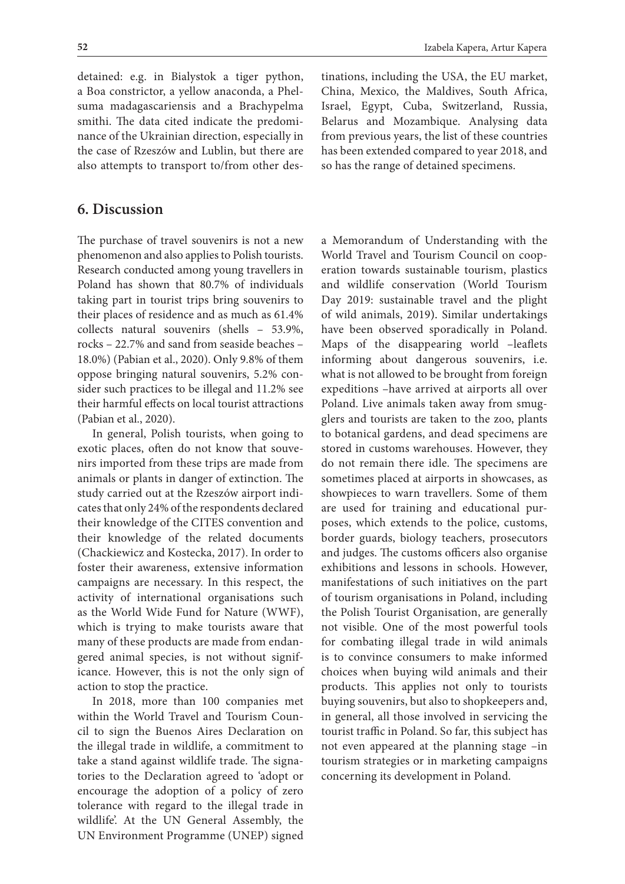detained: e.g. in Bialystok a tiger python, a Boa constrictor, a yellow anaconda, a Phelsuma madagascariensis and a Brachypelma smithi. The data cited indicate the predominance of the Ukrainian direction, especially in the case of Rzeszów and Lublin, but there are also attempts to transport to/from other destinations, including the USA, the EU market, China, Mexico, the Maldives, South Africa, Israel, Egypt, Cuba, Switzerland, Russia, Belarus and Mozambique. Analysing data from previous years, the list of these countries has been extended compared to year 2018, and so has the range of detained specimens.

## 6. Discussion

The purchase of travel souvenirs is not a new phenomenon and also applies to Polish tourists. Research conducted among young travellers in Poland has shown that 80.7% of individuals taking part in tourist trips bring souvenirs to their places of residence and as much as 61.4% collects natural souvenirs (shells – 53.9%, rocks – 22.7% and sand from seaside beaches – 18.0%) (Pabian et al., 2020). Only 9.8% of them oppose bringing natural souvenirs, 5.2% consider such practices to be illegal and 11.2% see their harmful effects on local tourist attractions (Pabian et al., 2020).

In general, Polish tourists, when going to exotic places, often do not know that souvenirs imported from these trips are made from animals or plants in danger of extinction. The study carried out at the Rzeszów airport indicates that only 24% of the respondents declared their knowledge of the CITES convention and their knowledge of the related documents (Chackiewicz and Kostecka, 2017). In order to foster their awareness, extensive information campaigns are necessary. In this respect, the activity of international organisations such as the World Wide Fund for Nature (WWF), which is trying to make tourists aware that many of these products are made from endangered animal species, is not without significance. However, this is not the only sign of action to stop the practice.

In 2018, more than 100 companies met within the World Travel and Tourism Council to sign the Buenos Aires Declaration on the illegal trade in wildlife, a commitment to take a stand against wildlife trade. The signatories to the Declaration agreed to 'adopt or encourage the adoption of a policy of zero tolerance with regard to the illegal trade in wildlife'. At the UN General Assembly, the UN Environment Programme (UNEP) signed a Memorandum of Understanding with the World Travel and Tourism Council on cooperation towards sustainable tourism, plastics and wildlife conservation (World Tourism Day 2019: sustainable travel and the plight of wild animals, 2019). Similar undertakings have been observed sporadically in Poland. Maps of the disappearing world –leaflets informing about dangerous souvenirs, i.e. what is not allowed to be brought from foreign expeditions –have arrived at airports all over Poland. Live animals taken away from smugglers and tourists are taken to the zoo, plants to botanical gardens, and dead specimens are stored in customs warehouses. However, they do not remain there idle. The specimens are sometimes placed at airports in showcases, as showpieces to warn travellers. Some of them are used for training and educational purposes, which extends to the police, customs, border guards, biology teachers, prosecutors and judges. The customs officers also organise exhibitions and lessons in schools. However, manifestations of such initiatives on the part of tourism organisations in Poland, including the Polish Tourist Organisation, are generally not visible. One of the most powerful tools for combating illegal trade in wild animals is to convince consumers to make informed choices when buying wild animals and their products. This applies not only to tourists buying souvenirs, but also to shopkeepers and, in general, all those involved in servicing the tourist traffic in Poland. So far, this subject has not even appeared at the planning stage –in tourism strategies or in marketing campaigns concerning its development in Poland.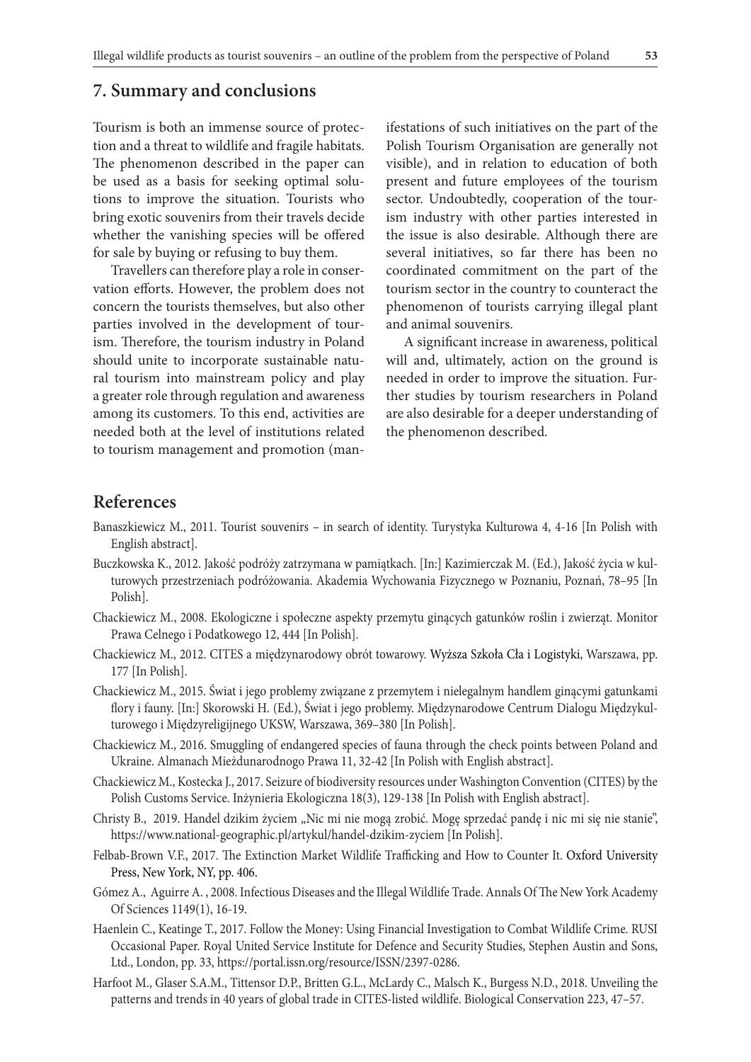## 7. Summary and conclusions

Tourism is both an immense source of protection and a threat to wildlife and fragile habitats. The phenomenon described in the paper can be used as a basis for seeking optimal solutions to improve the situation. Tourists who bring exotic souvenirs from their travels decide whether the vanishing species will be offered for sale by buying or refusing to buy them.

Travellers can therefore play a role in conservation efforts. However, the problem does not concern the tourists themselves, but also other parties involved in the development of tourism. Therefore, the tourism industry in Poland should unite to incorporate sustainable natural tourism into mainstream policy and play a greater role through regulation and awareness among its customers. To this end, activities are needed both at the level of institutions related to tourism management and promotion (manifestations of such initiatives on the part of the Polish Tourism Organisation are generally not visible), and in relation to education of both present and future employees of the tourism sector. Undoubtedly, cooperation of the tourism industry with other parties interested in the issue is also desirable. Although there are several initiatives, so far there has been no coordinated commitment on the part of the tourism sector in the country to counteract the phenomenon of tourists carrying illegal plant and animal souvenirs.

A significant increase in awareness, political will and, ultimately, action on the ground is needed in order to improve the situation. Further studies by tourism researchers in Poland are also desirable for a deeper understanding of the phenomenon described.

## References

Banaszkiewicz M., 2011. Tourist souvenirs – in search of identity. Turystyka Kulturowa 4, 4-16 [In Polish with English abstract].

Buczkowska K., 2012. Jakość podróży zatrzymana w pamiątkach. [In:] Kazimierczak M. (Ed.), Jakość życia w kulturowych przestrzeniach podróżowania. Akademia Wychowania Fizycznego w Poznaniu, Poznań, 78–95 [In Polish].

Chackiewicz M., 2008. Ekologiczne i społeczne aspekty przemytu ginących gatunków roślin i zwierząt. Monitor Prawa Celnego i Podatkowego 12, 444 [In Polish].

Chackiewicz M., 2012. CITES a międzynarodowy obrót towarowy. Wyższa Szkoła Cła i Logistyki, Warszawa, pp. 177 [In Polish].

Chackiewicz M., 2015. Świat i jego problemy związane z przemytem i nielegalnym handlem ginącymi gatunkami flory i fauny. [In:] Skorowski H. (Ed.), Świat i jego problemy. Międzynarodowe Centrum Dialogu Międzykulturowego i Międzyreligijnego UKSW, Warszawa, 369–380 [In Polish].

Chackiewicz M., 2016. Smuggling of endangered species of fauna through the check points between Poland and Ukraine. Almanach Mieżdunarodnogo Prawa 11, 32-42 [In Polish with English abstract].

Chackiewicz M., Kostecka J., 2017. Seizure of biodiversity resources under Washington Convention (CITES) by the Polish Customs Service. Inżynieria Ekologiczna 18(3), 129-138 [In Polish with English abstract].

Christy B., 2019. Handel dzikim życiem „Nic mi nie mogą zrobić. Mogę sprzedać pandę i nic mi się nie stanie", https://www.national-geographic.pl/artykul/handel-dzikim-zyciem [In Polish].

Felbab-Brown V.F., 2017. The Extinction Market Wildlife Trafficking and How to Counter It. Oxford University Press, New York, NY, pp. 406.

Gómez A., Aguirre A. , 2008. Infectious Diseases and the Illegal Wildlife Trade. Annals Of The New York Academy Of Sciences 1149(1), 16-19.

Haenlein C., Keatinge T., 2017. Follow the Money: Using Financial Investigation to Combat Wildlife Crime. RUSI Occasional Paper. Royal United Service Institute for Defence and Security Studies, Stephen Austin and Sons, Ltd., London, pp. 33, https://portal.issn.org/resource/ISSN/2397-0286.

Harfoot M., Glaser S.A.M., Tittensor D.P., Britten G.L., McLardy C., Malsch K., Burgess N.D., 2018. Unveiling the patterns and trends in 40 years of global trade in CITES-listed wildlife. Biological Conservation 223, 47–57.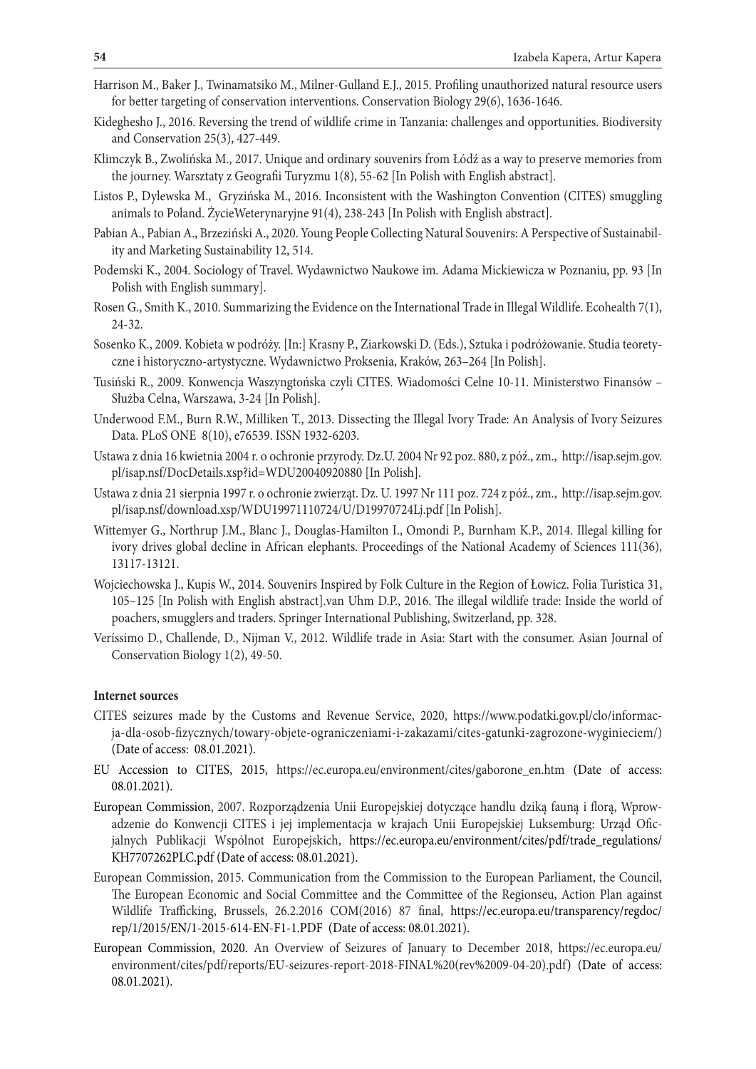Harrison M., Baker J., Twinamatsiko M., Milner-Gulland E.J., 2015. Profiling unauthorized natural resource users for better targeting of conservation interventions. Conservation Biology 29(6), 1636-1646.

Kideghesho J., 2016. Reversing the trend of wildlife crime in Tanzania: challenges and opportunities. Biodiversity and Conservation 25(3), 427-449.

Klimczyk B., Zwolińska M., 2017. Unique and ordinary souvenirs from Łódź as a way to preserve memories from the journey. Warsztaty z Geografii Turyzmu 1(8), 55-62 [In Polish with English abstract].

Listos P., Dylewska M., Gryzińska M., 2016. Inconsistent with the Washington Convention (CITES) smuggling animals to Poland. ŻycieWeterynaryjne 91(4), 238-243 [In Polish with English abstract].

Pabian A., Pabian A., Brzeziński A., 2020. Young People Collecting Natural Souvenirs: A Perspective of Sustainability and Marketing Sustainability 12, 514.

Podemski K., 2004. Sociology of Travel. Wydawnictwo Naukowe im. Adama Mickiewicza w Poznaniu, pp. 93 [In Polish with English summary].

Rosen G., Smith K., 2010. Summarizing the Evidence on the International Trade in Illegal Wildlife. Ecohealth 7(1), 24-32.

Sosenko K., 2009. Kobieta w podróży. [In:] Krasny P., Ziarkowski D. (Eds.), Sztuka i podróżowanie. Studia teoretyczne i historyczno-artystyczne. Wydawnictwo Proksenia, Kraków, 263–264 [In Polish].

Tusiński R., 2009. Konwencja Waszyngtońska czyli CITES. Wiadomości Celne 10-11. Ministerstwo Finansów – Służba Celna, Warszawa, 3-24 [In Polish].

Underwood F.M., Burn R.W., Milliken T., 2013. Dissecting the Illegal Ivory Trade: An Analysis of Ivory Seizures Data. PLoS ONE 8(10), e76539. ISSN 1932-6203.

Ustawa z dnia 16 kwietnia 2004 r. o ochronie przyrody. Dz.U. 2004 Nr 92 poz. 880, z póź., zm., http://isap.sejm.gov.pl/isap.nsf/DocDetails.xsp?id=WDU20040920880 [In Polish].

Ustawa z dnia 21 sierpnia 1997 r. o ochronie zwierząt. Dz. U. 1997 Nr 111 poz. 724 z póź., zm., http://isap.sejm.gov.pl/isap.nsf/download.xsp/WDU19971110724/U/D19970724Lj.pdf [In Polish].

Wittemyer G., Northrup J.M., Blanc J., Douglas-Hamilton I., Omondi P., Burnham K.P., 2014. Illegal killing for ivory drives global decline in African elephants. Proceedings of the National Academy of Sciences 111(36), 13117-13121.

Wojciechowska J., Kupis W., 2014. Souvenirs Inspired by Folk Culture in the Region of Łowicz. Folia Turistica 31, 105–125 [In Polish with English abstract].van Uhm D.P., 2016. The illegal wildlife trade: Inside the world of poachers, smugglers and traders. Springer International Publishing, Switzerland, pp. 328.

Veríssimo D., Challende, D., Nijman V., 2012. Wildlife trade in Asia: Start with the consumer. Asian Journal of Conservation Biology 1(2), 49-50.

**Internet sources**

CITES seizures made by the Customs and Revenue Service, 2020, https://www.podatki.gov.pl/clo/informacja-dla-osob-fizycznych/towary-objete-ograniczeniami-i-zakazami/cites-gatunki-zagrozone-wyginieciem/) (Date of access: 08.01.2021).

EU Accession to CITES, 2015, https://ec.europa.eu/environment/cites/gaborone_en.htm (Date of access: 08.01.2021).

European Commission, 2007. Rozporządzenia Unii Europejskiej dotyczące handlu dziką fauną i florą, Wprowadzenie do Konwencji CITES i jej implementacja w krajach Unii Europejskiej Luksemburg: Urząd Oficjalnych Publikacji Wspólnot Europejskich, https://ec.europa.eu/environment/cites/pdf/trade_regulations/KH7707262PLC.pdf (Date of access: 08.01.2021).

European Commission, 2015. Communication from the Commission to the European Parliament, the Council, The European Economic and Social Committee and the Committee of the Regionseu, Action Plan against Wildlife Trafficking, Brussels, 26.2.2016 COM(2016) 87 final, https://ec.europa.eu/transparency/regdoc/rep/1/2015/EN/1-2015-614-EN-F1-1.PDF (Date of access: 08.01.2021).

European Commission, 2020. An Overview of Seizures of January to December 2018, https://ec.europa.eu/environment/cites/pdf/reports/EU-seizures-report-2018-FINAL%20(rev%2009-04-20).pdf) (Date of access: 08.01.2021).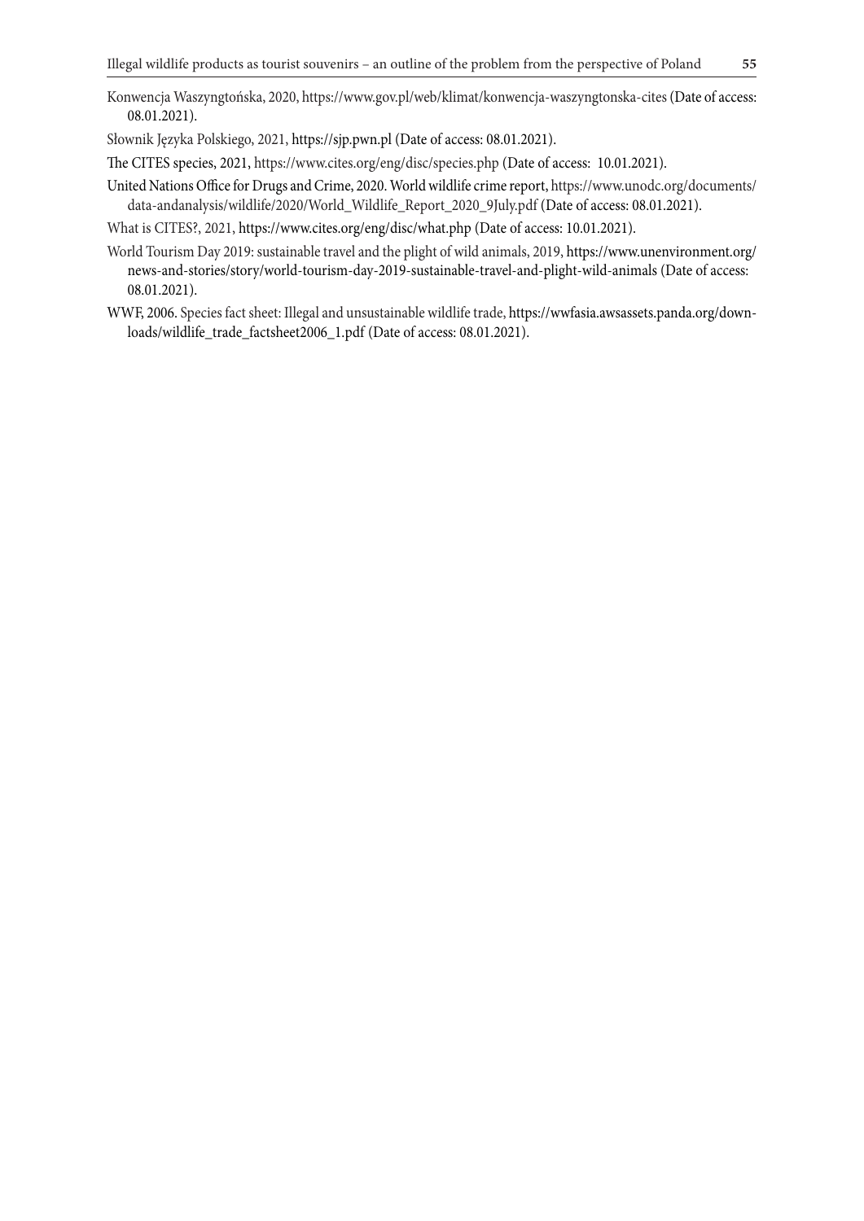Konwencja Waszyngtońska, 2020, https://www.gov.pl/web/klimat/konwencja-waszyngtonska-cites (Date of access: 08.01.2021).

Słownik Języka Polskiego, 2021, https://sjp.pwn.pl (Date of access: 08.01.2021).

The CITES species, 2021, https://www.cites.org/eng/disc/species.php (Date of access: 10.01.2021).

United Nations Office for Drugs and Crime, 2020. World wildlife crime report, https://www.unodc.org/documents/data-andanalysis/wildlife/2020/World_Wildlife_Report_2020_9July.pdf (Date of access: 08.01.2021).

What is CITES?, 2021, https://www.cites.org/eng/disc/what.php (Date of access: 10.01.2021).

World Tourism Day 2019: sustainable travel and the plight of wild animals, 2019, https://www.unenvironment.org/news-and-stories/story/world-tourism-day-2019-sustainable-travel-and-plight-wild-animals (Date of access: 08.01.2021).

WWF, 2006. Species fact sheet: Illegal and unsustainable wildlife trade, https://wwfasia.awsassets.panda.org/downloads/wildlife_trade_factsheet2006_1.pdf (Date of access: 08.01.2021).